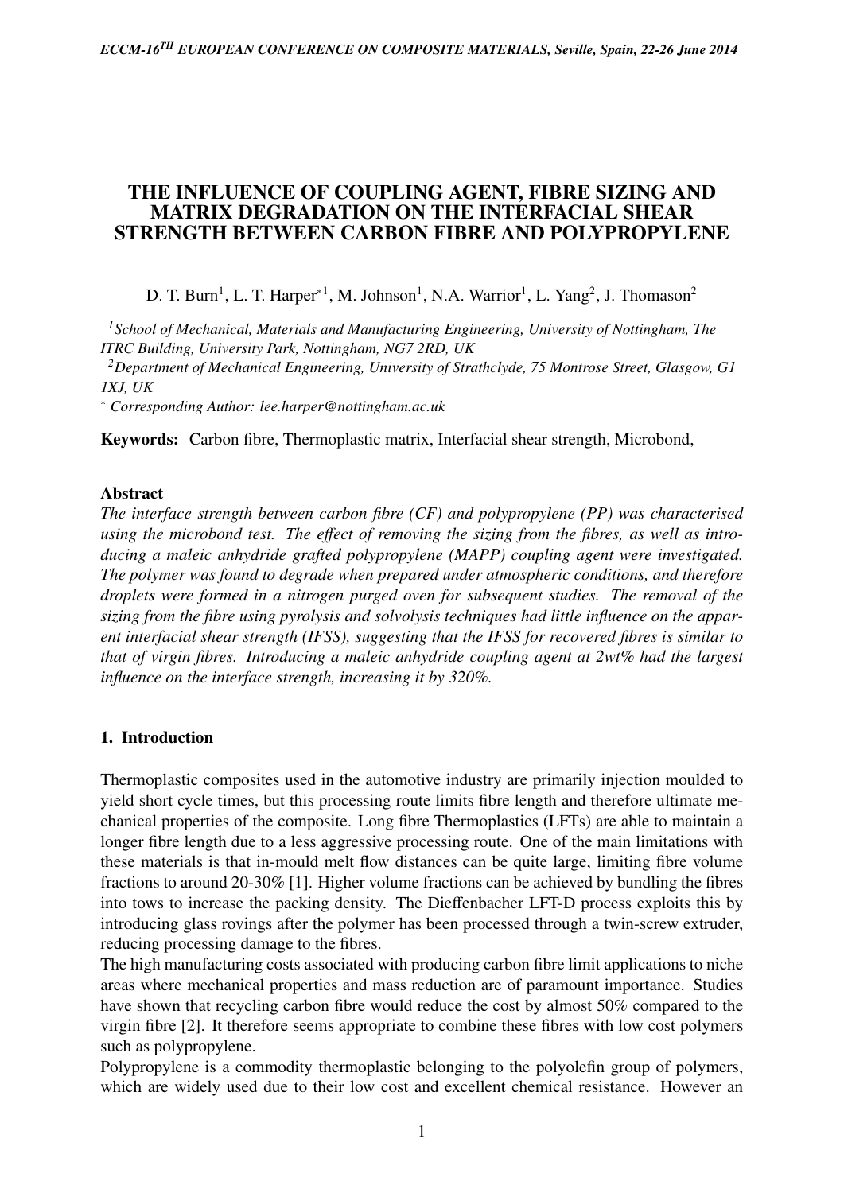# THE INFLUENCE OF COUPLING AGENT, FIBRE SIZING AND MATRIX DEGRADATION ON THE INTERFACIAL SHEAR STRENGTH BETWEEN CARBON FIBRE AND POLYPROPYLENE

D. T. Burn[1], L. T. Harper[*1], M. Johnson[1], N.A. Warrior[1], L. Yang[2], J. Thomason[2]

[1] *School of Mechanical, Materials and Manufacturing Engineering, University of Nottingham, The ITRC Building, University Park, Nottingham, NG7 2RD, UK*

[2] *Department of Mechanical Engineering, University of Strathclyde, 75 Montrose Street, Glasgow, G1 1XJ, UK*

[*] *Corresponding Author: lee.harper@nottingham.ac.uk*

**Keywords:** Carbon fibre, Thermoplastic matrix, Interfacial shear strength, Microbond,

## Abstract

*The interface strength between carbon fibre (CF) and polypropylene (PP) was characterised using the microbond test. The effect of removing the sizing from the fibres, as well as introducing a maleic anhydride grafted polypropylene (MAPP) coupling agent were investigated. The polymer was found to degrade when prepared under atmospheric conditions, and therefore droplets were formed in a nitrogen purged oven for subsequent studies. The removal of the sizing from the fibre using pyrolysis and solvolysis techniques had little influence on the apparent interfacial shear strength (IFSS), suggesting that the IFSS for recovered fibres is similar to that of virgin fibres. Introducing a maleic anhydride coupling agent at 2wt% had the largest influence on the interface strength, increasing it by 320%.*

## 1. Introduction

Thermoplastic composites used in the automotive industry are primarily injection moulded to yield short cycle times, but this processing route limits fibre length and therefore ultimate mechanical properties of the composite. Long fibre Thermoplastics (LFTs) are able to maintain a longer fibre length due to a less aggressive processing route. One of the main limitations with these materials is that in-mould melt flow distances can be quite large, limiting fibre volume fractions to around 20-30% [1]. Higher volume fractions can be achieved by bundling the fibres into tows to increase the packing density. The Dieffenbacher LFT-D process exploits this by introducing glass rovings after the polymer has been processed through a twin-screw extruder, reducing processing damage to the fibres.

The high manufacturing costs associated with producing carbon fibre limit applications to niche areas where mechanical properties and mass reduction are of paramount importance. Studies have shown that recycling carbon fibre would reduce the cost by almost 50% compared to the virgin fibre [2]. It therefore seems appropriate to combine these fibres with low cost polymers such as polypropylene.

Polypropylene is a commodity thermoplastic belonging to the polyolefin group of polymers, which are widely used due to their low cost and excellent chemical resistance. However an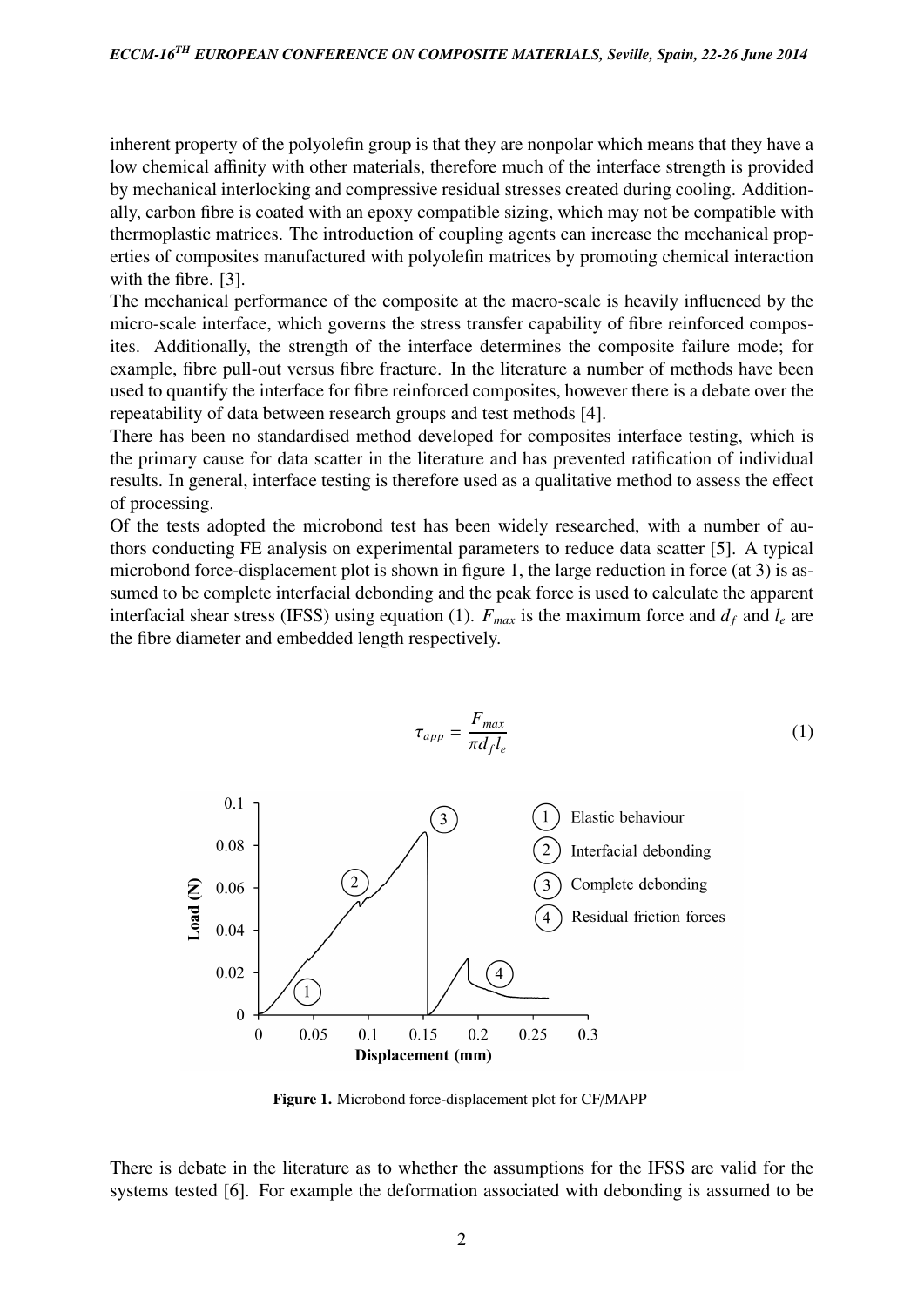inherent property of the polyolefin group is that they are nonpolar which means that they have a low chemical affinity with other materials, therefore much of the interface strength is provided by mechanical interlocking and compressive residual stresses created during cooling. Additionally, carbon fibre is coated with an epoxy compatible sizing, which may not be compatible with thermoplastic matrices. The introduction of coupling agents can increase the mechanical properties of composites manufactured with polyolefin matrices by promoting chemical interaction with the fibre. [3].

The mechanical performance of the composite at the macro-scale is heavily influenced by the micro-scale interface, which governs the stress transfer capability of fibre reinforced composites. Additionally, the strength of the interface determines the composite failure mode; for example, fibre pull-out versus fibre fracture. In the literature a number of methods have been used to quantify the interface for fibre reinforced composites, however there is a debate over the repeatability of data between research groups and test methods [4].

There has been no standardised method developed for composites interface testing, which is the primary cause for data scatter in the literature and has prevented ratification of individual results. In general, interface testing is therefore used as a qualitative method to assess the effect of processing.

Of the tests adopted the microbond test has been widely researched, with a number of authors conducting FE analysis on experimental parameters to reduce data scatter [5]. A typical microbond force-displacement plot is shown in figure 1, the large reduction in force (at 3) is assumed to be complete interfacial debonding and the peak force is used to calculate the apparent interfacial shear stress (IFSS) using equation (1). $F_{max}$ is the maximum force and $d_f$ and $l_e$ are the fibre diameter and embedded length respectively.

$$\tau_{app} = \frac{F_{max}}{\pi d_f l_e} \tag{1}$$

**Figure 1.** Microbond force-displacement plot for CF/MAPP

There is debate in the literature as to whether the assumptions for the IFSS are valid for the systems tested [6]. For example the deformation associated with debonding is assumed to be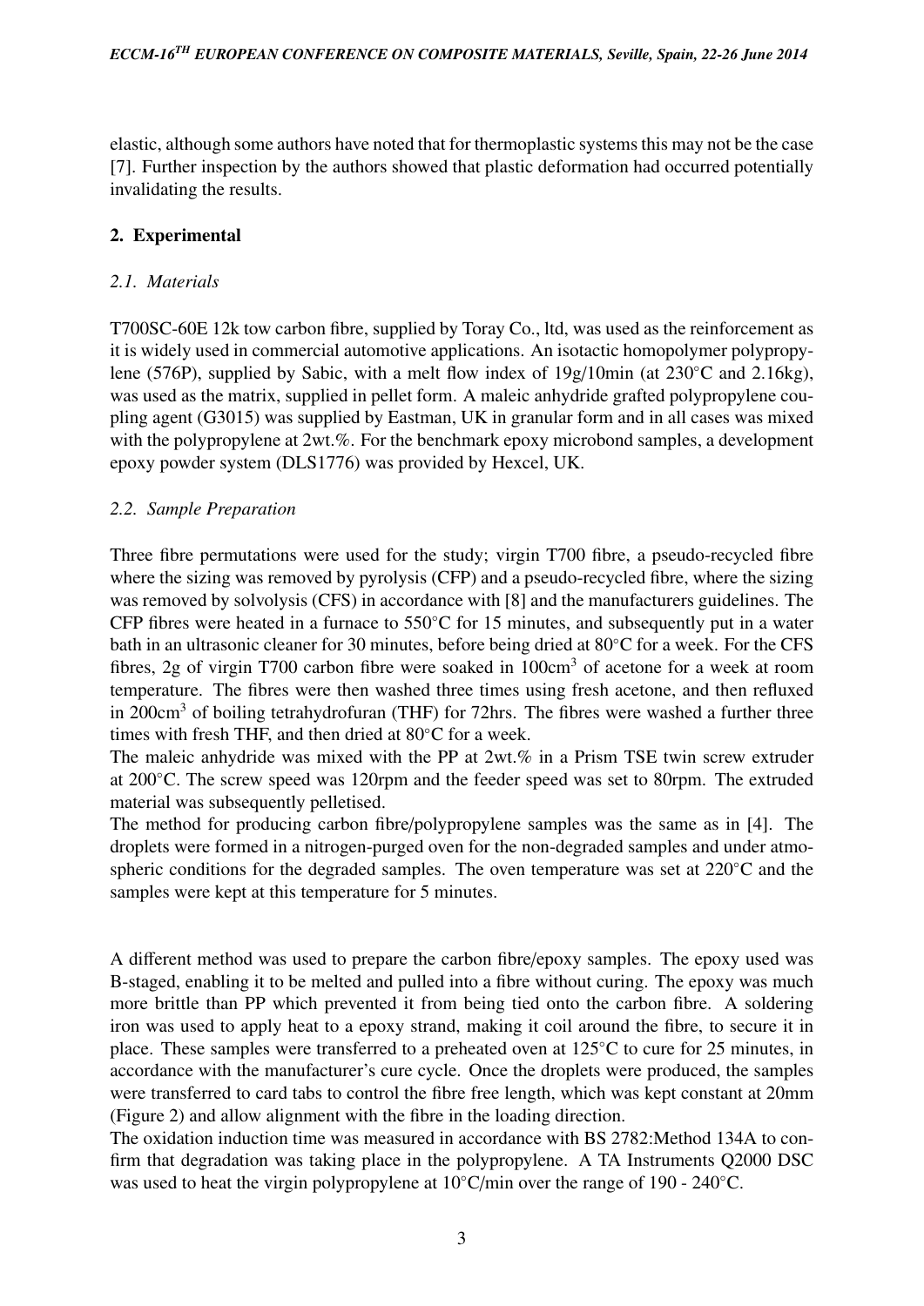elastic, although some authors have noted that for thermoplastic systems this may not be the case [7]. Further inspection by the authors showed that plastic deformation had occurred potentially invalidating the results.

## 2. Experimental

### *2.1. Materials*

T700SC-60E 12k tow carbon fibre, supplied by Toray Co., ltd, was used as the reinforcement as it is widely used in commercial automotive applications. An isotactic homopolymer polypropylene (576P), supplied by Sabic, with a melt flow index of 19g/10min (at 230°C and 2.16kg), was used as the matrix, supplied in pellet form. A maleic anhydride grafted polypropylene coupling agent (G3015) was supplied by Eastman, UK in granular form and in all cases was mixed with the polypropylene at 2wt.%. For the benchmark epoxy microbond samples, a development epoxy powder system (DLS1776) was provided by Hexcel, UK.

### *2.2. Sample Preparation*

Three fibre permutations were used for the study; virgin T700 fibre, a pseudo-recycled fibre where the sizing was removed by pyrolysis (CFP) and a pseudo-recycled fibre, where the sizing was removed by solvolysis (CFS) in accordance with [8] and the manufacturers guidelines. The CFP fibres were heated in a furnace to 550°C for 15 minutes, and subsequently put in a water bath in an ultrasonic cleaner for 30 minutes, before being dried at 80°C for a week. For the CFS fibres, 2g of virgin T700 carbon fibre were soaked in 100cm$^3$ of acetone for a week at room temperature. The fibres were then washed three times using fresh acetone, and then refluxed in 200cm$^3$ of boiling tetrahydrofuran (THF) for 72hrs. The fibres were washed a further three times with fresh THF, and then dried at 80°C for a week.

The maleic anhydride was mixed with the PP at 2wt.% in a Prism TSE twin screw extruder at 200°C. The screw speed was 120rpm and the feeder speed was set to 80rpm. The extruded material was subsequently pelletised.

The method for producing carbon fibre/polypropylene samples was the same as in [4]. The droplets were formed in a nitrogen-purged oven for the non-degraded samples and under atmospheric conditions for the degraded samples. The oven temperature was set at 220°C and the samples were kept at this temperature for 5 minutes.

A different method was used to prepare the carbon fibre/epoxy samples. The epoxy used was B-staged, enabling it to be melted and pulled into a fibre without curing. The epoxy was much more brittle than PP which prevented it from being tied onto the carbon fibre. A soldering iron was used to apply heat to a epoxy strand, making it coil around the fibre, to secure it in place. These samples were transferred to a preheated oven at 125°C to cure for 25 minutes, in accordance with the manufacturer's cure cycle. Once the droplets were produced, the samples were transferred to card tabs to control the fibre free length, which was kept constant at 20mm (Figure 2) and allow alignment with the fibre in the loading direction.

The oxidation induction time was measured in accordance with BS 2782:Method 134A to confirm that degradation was taking place in the polypropylene. A TA Instruments Q2000 DSC was used to heat the virgin polypropylene at 10°C/min over the range of 190 - 240°C.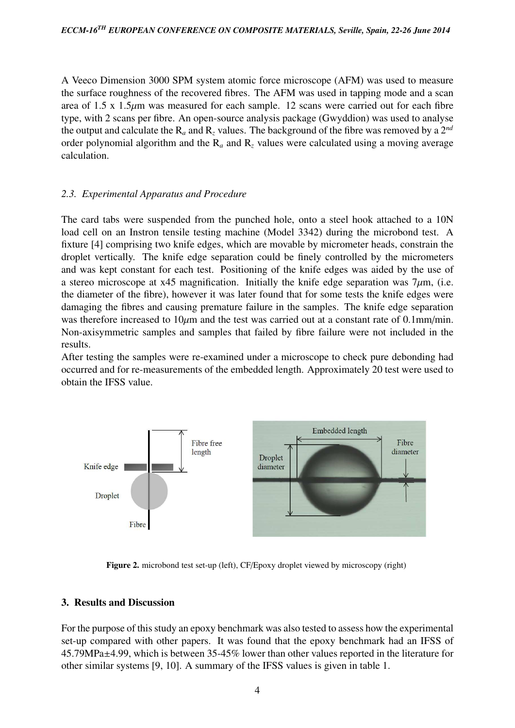A Veeco Dimension 3000 SPM system atomic force microscope (AFM) was used to measure the surface roughness of the recovered fibres. The AFM was used in tapping mode and a scan area of 1.5 x 1.5$\mu$m was measured for each sample. 12 scans were carried out for each fibre type, with 2 scans per fibre. An open-source analysis package (Gwyddion) was used to analyse the output and calculate the $R_a$ and $R_z$ values. The background of the fibre was removed by a $2^{nd}$ order polynomial algorithm and the $R_a$ and $R_z$ values were calculated using a moving average calculation.

### *2.3. Experimental Apparatus and Procedure*

The card tabs were suspended from the punched hole, onto a steel hook attached to a 10N load cell on an Instron tensile testing machine (Model 3342) during the microbond test. A fixture [4] comprising two knife edges, which are movable by micrometer heads, constrain the droplet vertically. The knife edge separation could be finely controlled by the micrometers and was kept constant for each test. Positioning of the knife edges was aided by the use of a stereo microscope at x45 magnification. Initially the knife edge separation was 7$\mu$m, (i.e. the diameter of the fibre), however it was later found that for some tests the knife edges were damaging the fibres and causing premature failure in the samples. The knife edge separation was therefore increased to 10$\mu$m and the test was carried out at a constant rate of 0.1mm/min. Non-axisymmetric samples and samples that failed by fibre failure were not included in the results.
After testing the samples were re-examined under a microscope to check pure debonding had occurred and for re-measurements of the embedded length. Approximately 20 test were used to obtain the IFSS value.

**Figure 2.** microbond test set-up (left), CF/Epoxy droplet viewed by microscopy (right)

## 3. Results and Discussion

For the purpose of this study an epoxy benchmark was also tested to assess how the experimental set-up compared with other papers. It was found that the epoxy benchmark had an IFSS of 45.79MPa±4.99, which is between 35-45% lower than other values reported in the literature for other similar systems [9, 10]. A summary of the IFSS values is given in table 1.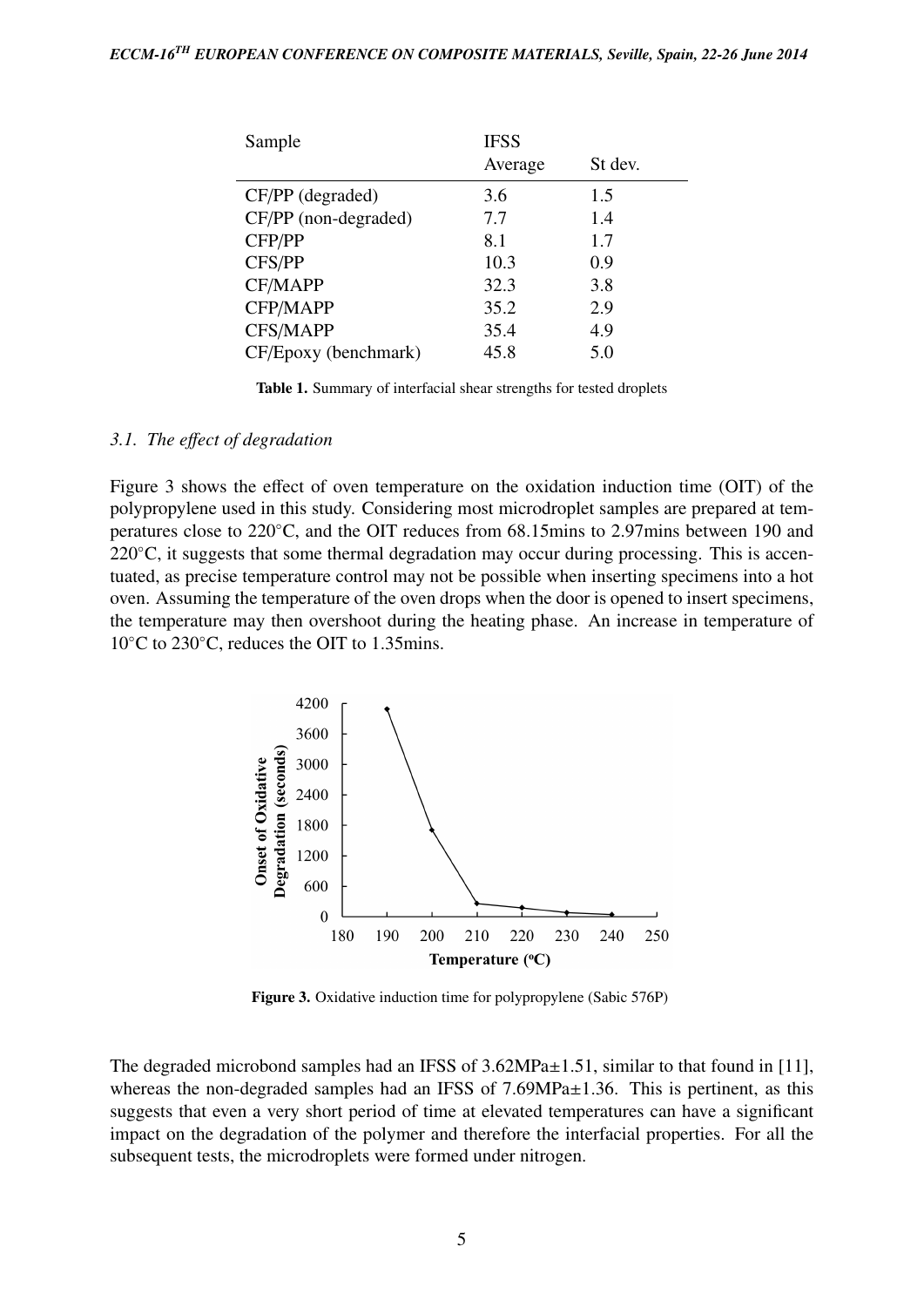| Sample | IFSS | |
|---|---|---|
| | Average | St dev. |
| CF/PP (degraded) | 3.6 | 1.5 |
| CF/PP (non-degraded) | 7.7 | 1.4 |
| CFP/PP | 8.1 | 1.7 |
| CFS/PP | 10.3 | 0.9 |
| CF/MAPP | 32.3 | 3.8 |
| CFP/MAPP | 35.2 | 2.9 |
| CFS/MAPP | 35.4 | 4.9 |
| CF/Epoxy (benchmark) | 45.8 | 5.0 |

**Table 1.** Summary of interfacial shear strengths for tested droplets

### *3.1. The effect of degradation*

Figure 3 shows the effect of oven temperature on the oxidation induction time (OIT) of the polypropylene used in this study. Considering most microdroplet samples are prepared at temperatures close to 220°C, and the OIT reduces from 68.15mins to 2.97mins between 190 and 220°C, it suggests that some thermal degradation may occur during processing. This is accentuated, as precise temperature control may not be possible when inserting specimens into a hot oven. Assuming the temperature of the oven drops when the door is opened to insert specimens, the temperature may then overshoot during the heating phase. An increase in temperature of 10°C to 230°C, reduces the OIT to 1.35mins.

**Figure 3.** Oxidative induction time for polypropylene (Sabic 576P)

The degraded microbond samples had an IFSS of 3.62MPa±1.51, similar to that found in [11], whereas the non-degraded samples had an IFSS of 7.69MPa±1.36. This is pertinent, as this suggests that even a very short period of time at elevated temperatures can have a significant impact on the degradation of the polymer and therefore the interfacial properties. For all the subsequent tests, the microdroplets were formed under nitrogen.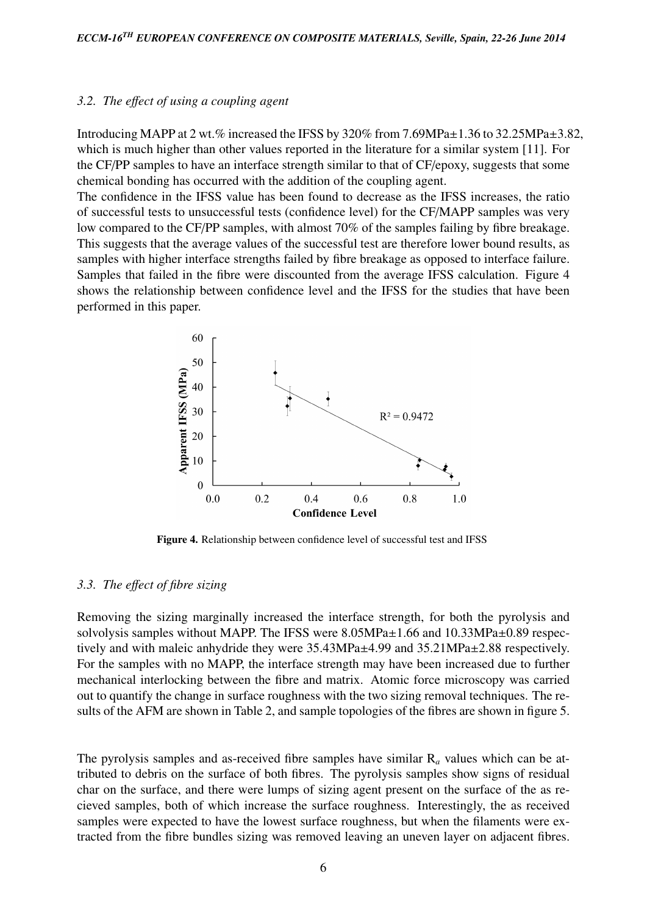### 3.2. The effect of using a coupling agent

Introducing MAPP at 2 wt.% increased the IFSS by 320% from 7.69MPa±1.36 to 32.25MPa±3.82, which is much higher than other values reported in the literature for a similar system [11]. For the CF/PP samples to have an interface strength similar to that of CF/epoxy, suggests that some chemical bonding has occurred with the addition of the coupling agent.

The confidence in the IFSS value has been found to decrease as the IFSS increases, the ratio of successful tests to unsuccessful tests (confidence level) for the CF/MAPP samples was very low compared to the CF/PP samples, with almost 70% of the samples failing by fibre breakage. This suggests that the average values of the successful test are therefore lower bound results, as samples with higher interface strengths failed by fibre breakage as opposed to interface failure. Samples that failed in the fibre were discounted from the average IFSS calculation. Figure 4 shows the relationship between confidence level and the IFSS for the studies that have been performed in this paper.

**Figure 4.** Relationship between confidence level of successful test and IFSS

### 3.3. The effect of fibre sizing

Removing the sizing marginally increased the interface strength, for both the pyrolysis and solvolysis samples without MAPP. The IFSS were 8.05MPa±1.66 and 10.33MPa±0.89 respectively and with maleic anhydride they were 35.43MPa±4.99 and 35.21MPa±2.88 respectively. For the samples with no MAPP, the interface strength may have been increased due to further mechanical interlocking between the fibre and matrix. Atomic force microscopy was carried out to quantify the change in surface roughness with the two sizing removal techniques. The results of the AFM are shown in Table 2, and sample topologies of the fibres are shown in figure 5.

The pyrolysis samples and as-received fibre samples have similar $R_a$ values which can be attributed to debris on the surface of both fibres. The pyrolysis samples show signs of residual char on the surface, and there were lumps of sizing agent present on the surface of the as recieved samples, both of which increase the surface roughness. Interestingly, the as received samples were expected to have the lowest surface roughness, but when the filaments were extracted from the fibre bundles sizing was removed leaving an uneven layer on adjacent fibres.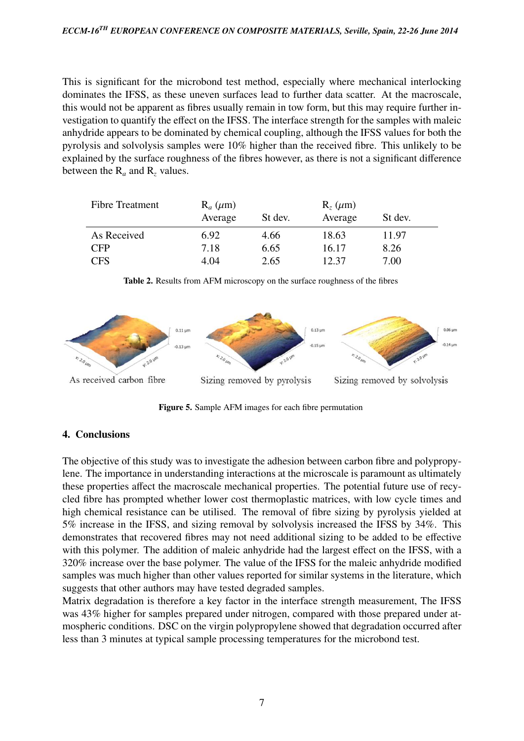This is significant for the microbond test method, especially where mechanical interlocking dominates the IFSS, as these uneven surfaces lead to further data scatter. At the macroscale, this would not be apparent as fibres usually remain in tow form, but this may require further investigation to quantify the effect on the IFSS. The interface strength for the samples with maleic anhydride appears to be dominated by chemical coupling, although the IFSS values for both the pyrolysis and solvolysis samples were 10% higher than the received fibre. This unlikely to be explained by the surface roughness of the fibres however, as there is not a significant difference between the $R_a$ and $R_z$ values.

| Fibre Treatment | $R_a$ ($\mu$m) Average | St dev. | $R_z$ ($\mu$m) Average | St dev. |
|---|---|---|---|---|
| As Received | 6.92 | 4.66 | 18.63 | 11.97 |
| CFP | 7.18 | 6.65 | 16.17 | 8.26 |
| CFS | 4.04 | 2.65 | 12.37 | 7.00 |

**Table 2.** Results from AFM microscopy on the surface roughness of the fibres

As received carbon fibre — Sizing removed by pyrolysis — Sizing removed by solvolysis

**Figure 5.** Sample AFM images for each fibre permutation

## 4. Conclusions

The objective of this study was to investigate the adhesion between carbon fibre and polypropylene. The importance in understanding interactions at the microscale is paramount as ultimately these properties affect the macroscale mechanical properties. The potential future use of recycled fibre has prompted whether lower cost thermoplastic matrices, with low cycle times and high chemical resistance can be utilised. The removal of fibre sizing by pyrolysis yielded at 5% increase in the IFSS, and sizing removal by solvolysis increased the IFSS by 34%. This demonstrates that recovered fibres may not need additional sizing to be added to be effective with this polymer. The addition of maleic anhydride had the largest effect on the IFSS, with a 320% increase over the base polymer. The value of the IFSS for the maleic anhydride modified samples was much higher than other values reported for similar systems in the literature, which suggests that other authors may have tested degraded samples.

Matrix degradation is therefore a key factor in the interface strength measurement, The IFSS was 43% higher for samples prepared under nitrogen, compared with those prepared under atmospheric conditions. DSC on the virgin polypropylene showed that degradation occurred after less than 3 minutes at typical sample processing temperatures for the microbond test.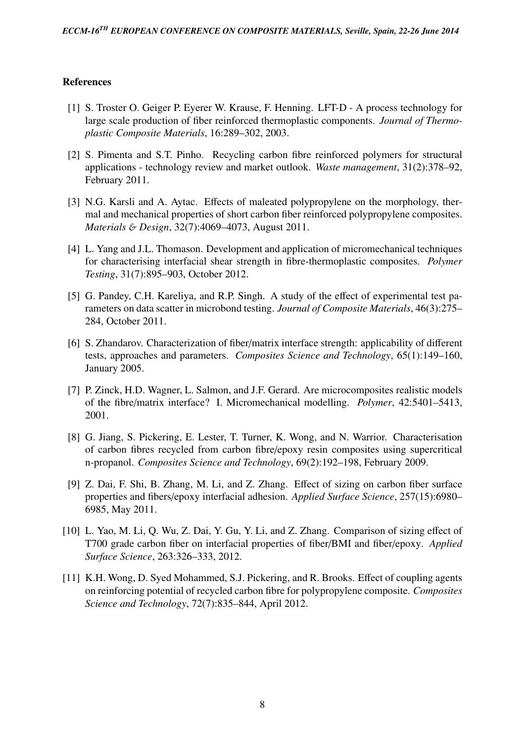## References

[1] S. Troster O. Geiger P. Eyerer W. Krause, F. Henning. LFT-D - A process technology for large scale production of fiber reinforced thermoplastic components. *Journal of Thermoplastic Composite Materials*, 16:289–302, 2003.

[2] S. Pimenta and S.T. Pinho. Recycling carbon fibre reinforced polymers for structural applications - technology review and market outlook. *Waste management*, 31(2):378–92, February 2011.

[3] N.G. Karsli and A. Aytac. Effects of maleated polypropylene on the morphology, thermal and mechanical properties of short carbon fiber reinforced polypropylene composites. *Materials & Design*, 32(7):4069–4073, August 2011.

[4] L. Yang and J.L. Thomason. Development and application of micromechanical techniques for characterising interfacial shear strength in fibre-thermoplastic composites. *Polymer Testing*, 31(7):895–903, October 2012.

[5] G. Pandey, C.H. Kareliya, and R.P. Singh. A study of the effect of experimental test parameters on data scatter in microbond testing. *Journal of Composite Materials*, 46(3):275–284, October 2011.

[6] S. Zhandarov. Characterization of fiber/matrix interface strength: applicability of different tests, approaches and parameters. *Composites Science and Technology*, 65(1):149–160, January 2005.

[7] P. Zinck, H.D. Wagner, L. Salmon, and J.F. Gerard. Are microcomposites realistic models of the fibre/matrix interface? I. Micromechanical modelling. *Polymer*, 42:5401–5413, 2001.

[8] G. Jiang, S. Pickering, E. Lester, T. Turner, K. Wong, and N. Warrior. Characterisation of carbon fibres recycled from carbon fibre/epoxy resin composites using supercritical n-propanol. *Composites Science and Technology*, 69(2):192–198, February 2009.

[9] Z. Dai, F. Shi, B. Zhang, M. Li, and Z. Zhang. Effect of sizing on carbon fiber surface properties and fibers/epoxy interfacial adhesion. *Applied Surface Science*, 257(15):6980–6985, May 2011.

[10] L. Yao, M. Li, Q. Wu, Z. Dai, Y. Gu, Y. Li, and Z. Zhang. Comparison of sizing effect of T700 grade carbon fiber on interfacial properties of fiber/BMI and fiber/epoxy. *Applied Surface Science*, 263:326–333, 2012.

[11] K.H. Wong, D. Syed Mohammed, S.J. Pickering, and R. Brooks. Effect of coupling agents on reinforcing potential of recycled carbon fibre for polypropylene composite. *Composites Science and Technology*, 72(7):835–844, April 2012.